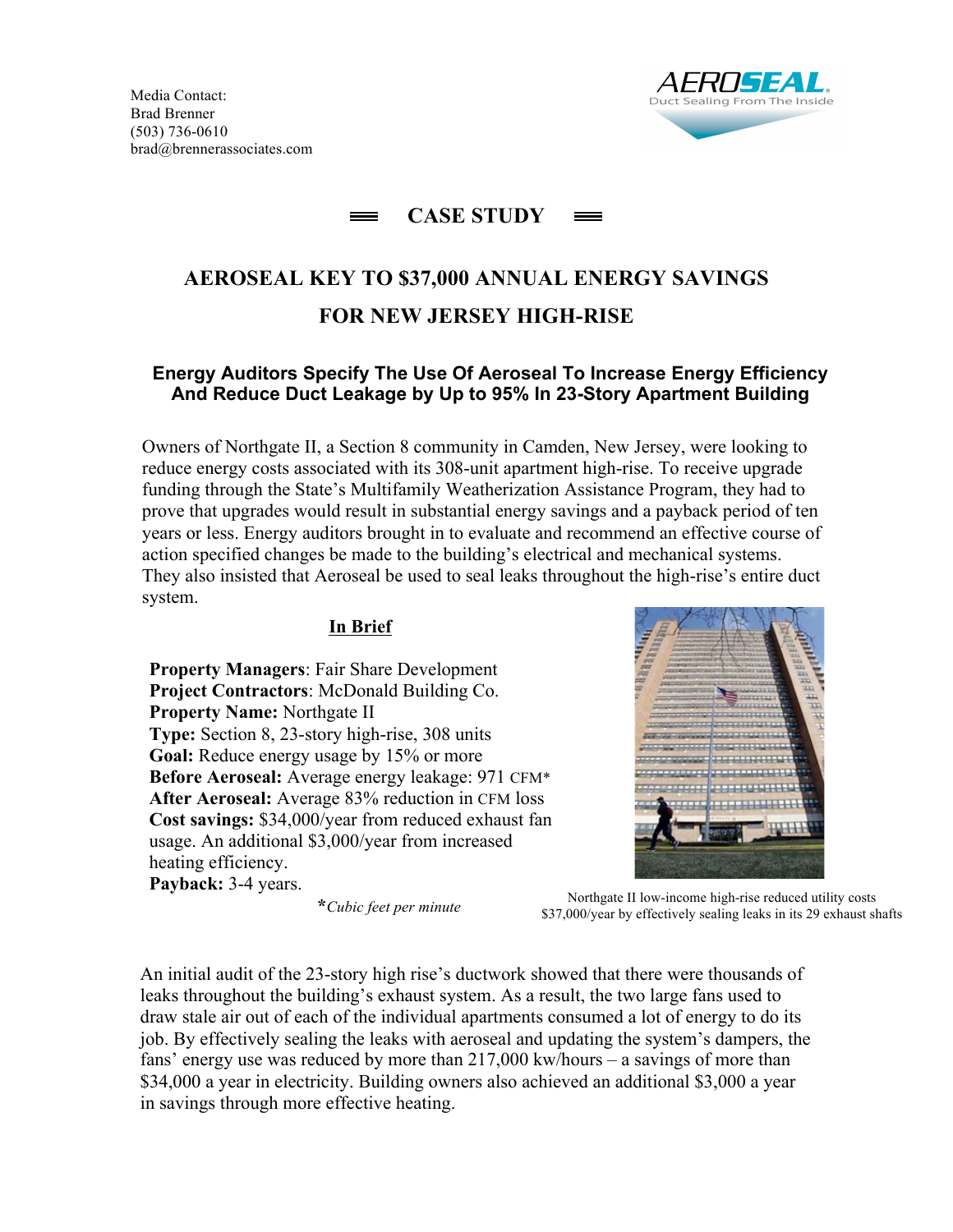Media Contact:
Brad Brenner
(503) 736-0610
brad@brennerassociates.com

AEROSEAL
Duct Sealing From The Inside

## CASE STUDY

# AEROSEAL KEY TO $37,000 ANNUAL ENERGY SAVINGS FOR NEW JERSEY HIGH-RISE

### Energy Auditors Specify The Use Of Aeroseal To Increase Energy Efficiency And Reduce Duct Leakage by Up to 95% In 23-Story Apartment Building

Owners of Northgate II, a Section 8 community in Camden, New Jersey, were looking to reduce energy costs associated with its 308-unit apartment high-rise. To receive upgrade funding through the State's Multifamily Weatherization Assistance Program, they had to prove that upgrades would result in substantial energy savings and a payback period of ten years or less. Energy auditors brought in to evaluate and recommend an effective course of action specified changes be made to the building's electrical and mechanical systems. They also insisted that Aeroseal be used to seal leaks throughout the high-rise's entire duct system.

**In Brief**

**Property Managers**: Fair Share Development
**Project Contractors**: McDonald Building Co.
**Property Name:** Northgate II
**Type:** Section 8, 23-story high-rise, 308 units
**Goal:** Reduce energy usage by 15% or more
**Before Aeroseal:** Average energy leakage: 971 CFM*
**After Aeroseal:** Average 83% reduction in CFM loss
**Cost savings:** $34,000/year from reduced exhaust fan usage. An additional $3,000/year from increased heating efficiency.
**Payback:** 3-4 years.

*Cubic feet per minute

Northgate II low-income high-rise reduced utility costs $37,000/year by effectively sealing leaks in its 29 exhaust shafts

An initial audit of the 23-story high rise's ductwork showed that there were thousands of leaks throughout the building's exhaust system. As a result, the two large fans used to draw stale air out of each of the individual apartments consumed a lot of energy to do its job. By effectively sealing the leaks with aeroseal and updating the system's dampers, the fans' energy use was reduced by more than 217,000 kw/hours – a savings of more than $34,000 a year in electricity. Building owners also achieved an additional $3,000 a year in savings through more effective heating.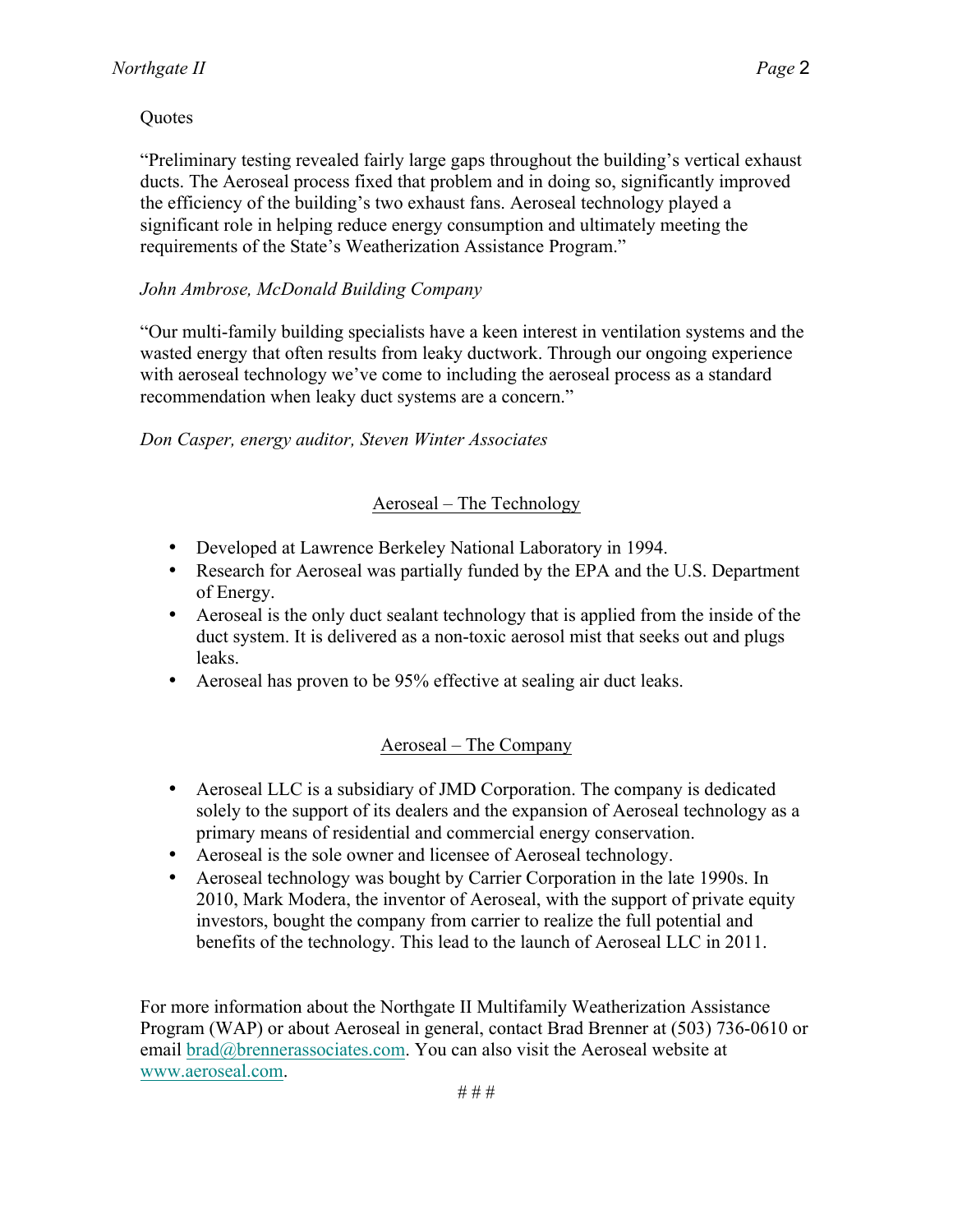Quotes

"Preliminary testing revealed fairly large gaps throughout the building's vertical exhaust ducts. The Aeroseal process fixed that problem and in doing so, significantly improved the efficiency of the building's two exhaust fans. Aeroseal technology played a significant role in helping reduce energy consumption and ultimately meeting the requirements of the State's Weatherization Assistance Program."

*John Ambrose, McDonald Building Company*

"Our multi-family building specialists have a keen interest in ventilation systems and the wasted energy that often results from leaky ductwork. Through our ongoing experience with aeroseal technology we've come to including the aeroseal process as a standard recommendation when leaky duct systems are a concern."

*Don Casper, energy auditor, Steven Winter Associates*

## Aeroseal – The Technology

- Developed at Lawrence Berkeley National Laboratory in 1994.
- Research for Aeroseal was partially funded by the EPA and the U.S. Department of Energy.
- Aeroseal is the only duct sealant technology that is applied from the inside of the duct system. It is delivered as a non-toxic aerosol mist that seeks out and plugs leaks.
- Aeroseal has proven to be 95% effective at sealing air duct leaks.

## Aeroseal – The Company

- Aeroseal LLC is a subsidiary of JMD Corporation. The company is dedicated solely to the support of its dealers and the expansion of Aeroseal technology as a primary means of residential and commercial energy conservation.
- Aeroseal is the sole owner and licensee of Aeroseal technology.
- Aeroseal technology was bought by Carrier Corporation in the late 1990s. In 2010, Mark Modera, the inventor of Aeroseal, with the support of private equity investors, bought the company from carrier to realize the full potential and benefits of the technology. This lead to the launch of Aeroseal LLC in 2011.

For more information about the Northgate II Multifamily Weatherization Assistance Program (WAP) or about Aeroseal in general, contact Brad Brenner at (503) 736-0610 or email brad@brennerassociates.com. You can also visit the Aeroseal website at www.aeroseal.com.

# # #